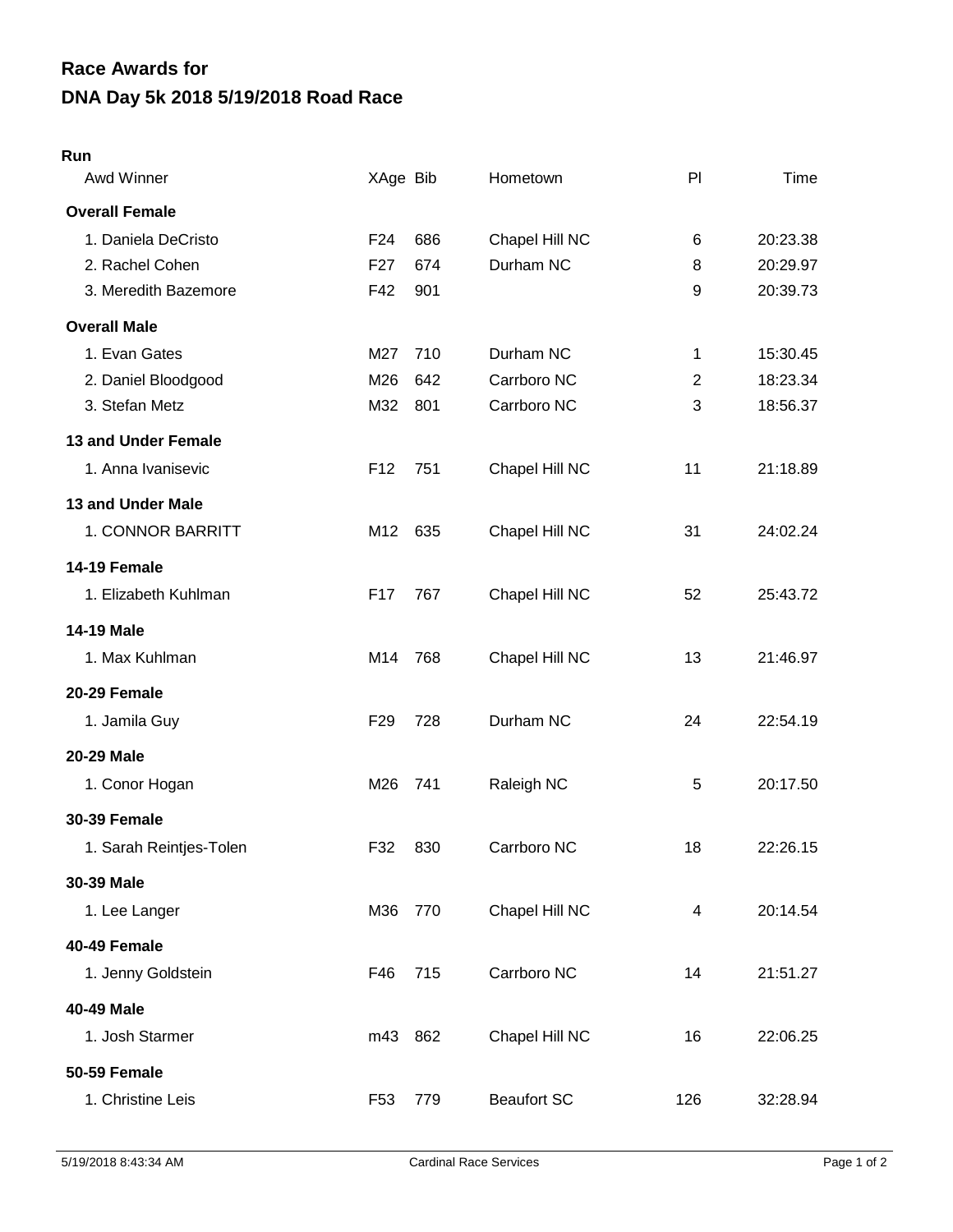# Race Awards for
# DNA Day 5k 2018 5/19/2018 Road Race

**Run**

| Awd Winner | XAge | Bib | Hometown | Pl | Time |
|---|---|---|---|---|---|
| **Overall Female** | | | | | |
| 1. Daniela DeCristo | F24 | 686 | Chapel Hill NC | 6 | 20:23.38 |
| 2. Rachel Cohen | F27 | 674 | Durham NC | 8 | 20:29.97 |
| 3. Meredith Bazemore | F42 | 901 | | 9 | 20:39.73 |
| **Overall Male** | | | | | |
| 1. Evan Gates | M27 | 710 | Durham NC | 1 | 15:30.45 |
| 2. Daniel Bloodgood | M26 | 642 | Carrboro NC | 2 | 18:23.34 |
| 3. Stefan Metz | M32 | 801 | Carrboro NC | 3 | 18:56.37 |
| **13 and Under Female** | | | | | |
| 1. Anna Ivanisevic | F12 | 751 | Chapel Hill NC | 11 | 21:18.89 |
| **13 and Under Male** | | | | | |
| 1. CONNOR BARRITT | M12 | 635 | Chapel Hill NC | 31 | 24:02.24 |
| **14-19 Female** | | | | | |
| 1. Elizabeth Kuhlman | F17 | 767 | Chapel Hill NC | 52 | 25:43.72 |
| **14-19 Male** | | | | | |
| 1. Max Kuhlman | M14 | 768 | Chapel Hill NC | 13 | 21:46.97 |
| **20-29 Female** | | | | | |
| 1. Jamila Guy | F29 | 728 | Durham NC | 24 | 22:54.19 |
| **20-29 Male** | | | | | |
| 1. Conor Hogan | M26 | 741 | Raleigh NC | 5 | 20:17.50 |
| **30-39 Female** | | | | | |
| 1. Sarah Reintjes-Tolen | F32 | 830 | Carrboro NC | 18 | 22:26.15 |
| **30-39 Male** | | | | | |
| 1. Lee Langer | M36 | 770 | Chapel Hill NC | 4 | 20:14.54 |
| **40-49 Female** | | | | | |
| 1. Jenny Goldstein | F46 | 715 | Carrboro NC | 14 | 21:51.27 |
| **40-49 Male** | | | | | |
| 1. Josh Starmer | m43 | 862 | Chapel Hill NC | 16 | 22:06.25 |
| **50-59 Female** | | | | | |
| 1. Christine Leis | F53 | 779 | Beaufort SC | 126 | 32:28.94 |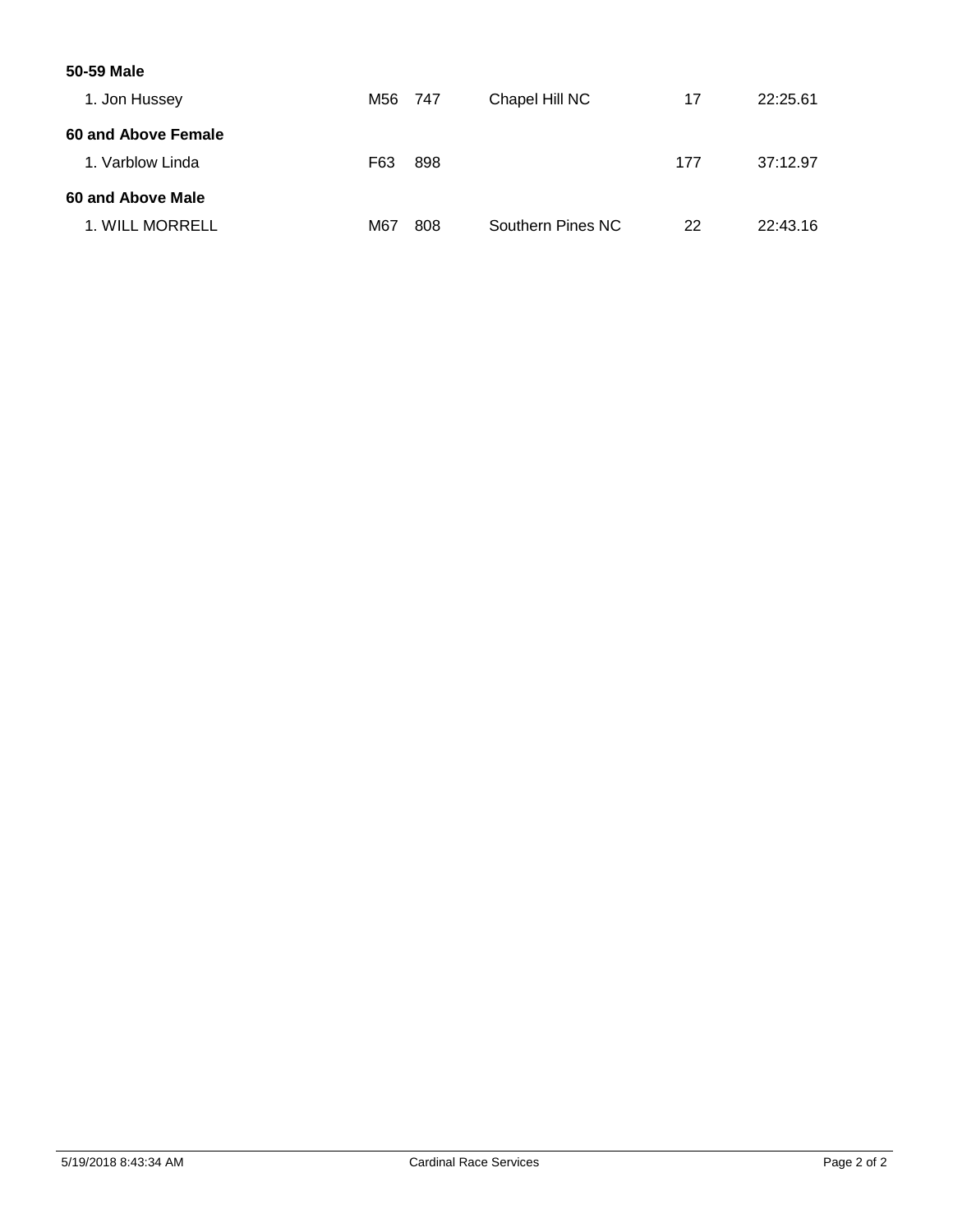**50-59 Male**

| | | | | | |
|---|---|---|---|---|---|
| 1. Jon Hussey | M56 | 747 | Chapel Hill NC | 17 | 22:25.61 |

**60 and Above Female**

| | | | | | |
|---|---|---|---|---|---|
| 1. Varblow Linda | F63 | 898 | | 177 | 37:12.97 |

**60 and Above Male**

| | | | | | |
|---|---|---|---|---|---|
| 1. WILL MORRELL | M67 | 808 | Southern Pines NC | 22 | 22:43.16 |

5/19/2018 8:43:34 AM    Cardinal Race Services